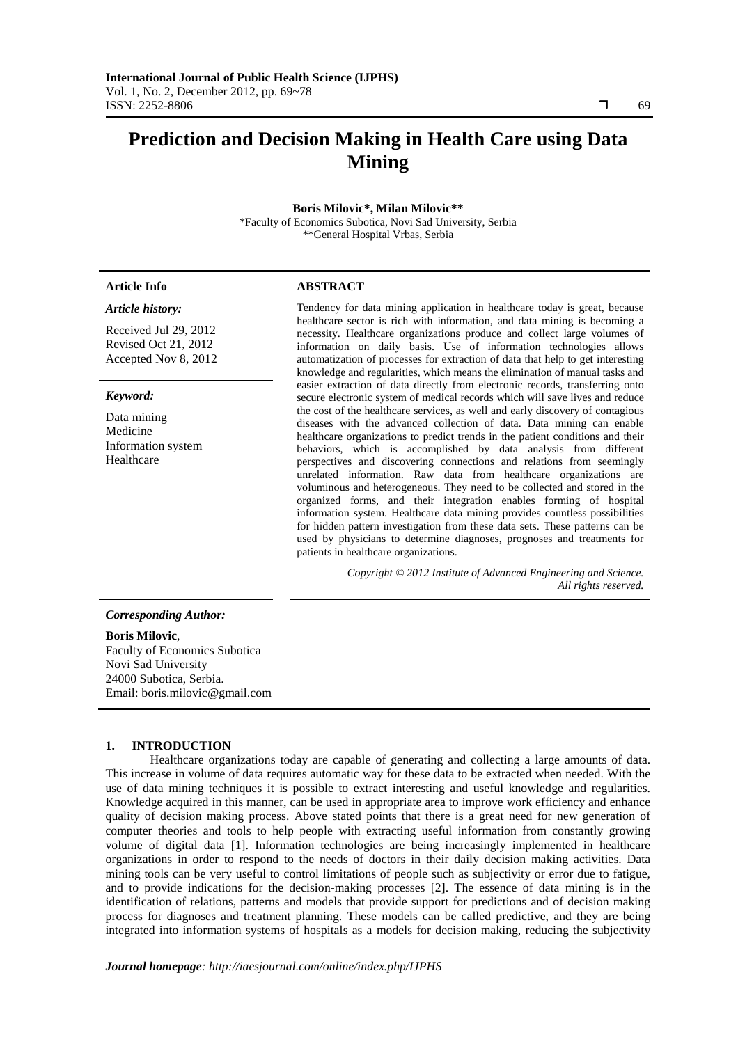# Prediction and Decision Making in Health Care using Data Mining

**Boris Milovic\*, Milan Milovic\*\***

\*Faculty of Economics Subotica, Novi Sad University, Serbia
\*\*General Hospital Vrbas, Serbia

**Article Info**

*Article history:*

Received Jul 29, 2012
Revised Oct 21, 2012
Accepted Nov 8, 2012

*Keyword:*

Data mining
Medicine
Information system
Healthcare

**ABSTRACT**

Tendency for data mining application in healthcare today is great, because healthcare sector is rich with information, and data mining is becoming a necessity. Healthcare organizations produce and collect large volumes of information on daily basis. Use of information technologies allows automatization of processes for extraction of data that help to get interesting knowledge and regularities, which means the elimination of manual tasks and easier extraction of data directly from electronic records, transferring onto secure electronic system of medical records which will save lives and reduce the cost of the healthcare services, as well and early discovery of contagious diseases with the advanced collection of data. Data mining can enable healthcare organizations to predict trends in the patient conditions and their behaviors, which is accomplished by data analysis from different perspectives and discovering connections and relations from seemingly unrelated information. Raw data from healthcare organizations are voluminous and heterogeneous. They need to be collected and stored in the organized forms, and their integration enables forming of hospital information system. Healthcare data mining provides countless possibilities for hidden pattern investigation from these data sets. These patterns can be used by physicians to determine diagnoses, prognoses and treatments for patients in healthcare organizations.

*Copyright © 2012 Institute of Advanced Engineering and Science. All rights reserved.*

*Corresponding Author:*

**Boris Milovic**,
Faculty of Economics Subotica
Novi Sad University
24000 Subotica, Serbia.
Email: boris.milovic@gmail.com

## 1. INTRODUCTION

Healthcare organizations today are capable of generating and collecting a large amounts of data. This increase in volume of data requires automatic way for these data to be extracted when needed. With the use of data mining techniques it is possible to extract interesting and useful knowledge and regularities. Knowledge acquired in this manner, can be used in appropriate area to improve work efficiency and enhance quality of decision making process. Above stated points that there is a great need for new generation of computer theories and tools to help people with extracting useful information from constantly growing volume of digital data [1]. Information technologies are being increasingly implemented in healthcare organizations in order to respond to the needs of doctors in their daily decision making activities. Data mining tools can be very useful to control limitations of people such as subjectivity or error due to fatigue, and to provide indications for the decision-making processes [2]. The essence of data mining is in the identification of relations, patterns and models that provide support for predictions and of decision making process for diagnoses and treatment planning. These models can be called predictive, and they are being integrated into information systems of hospitals as a models for decision making, reducing the subjectivity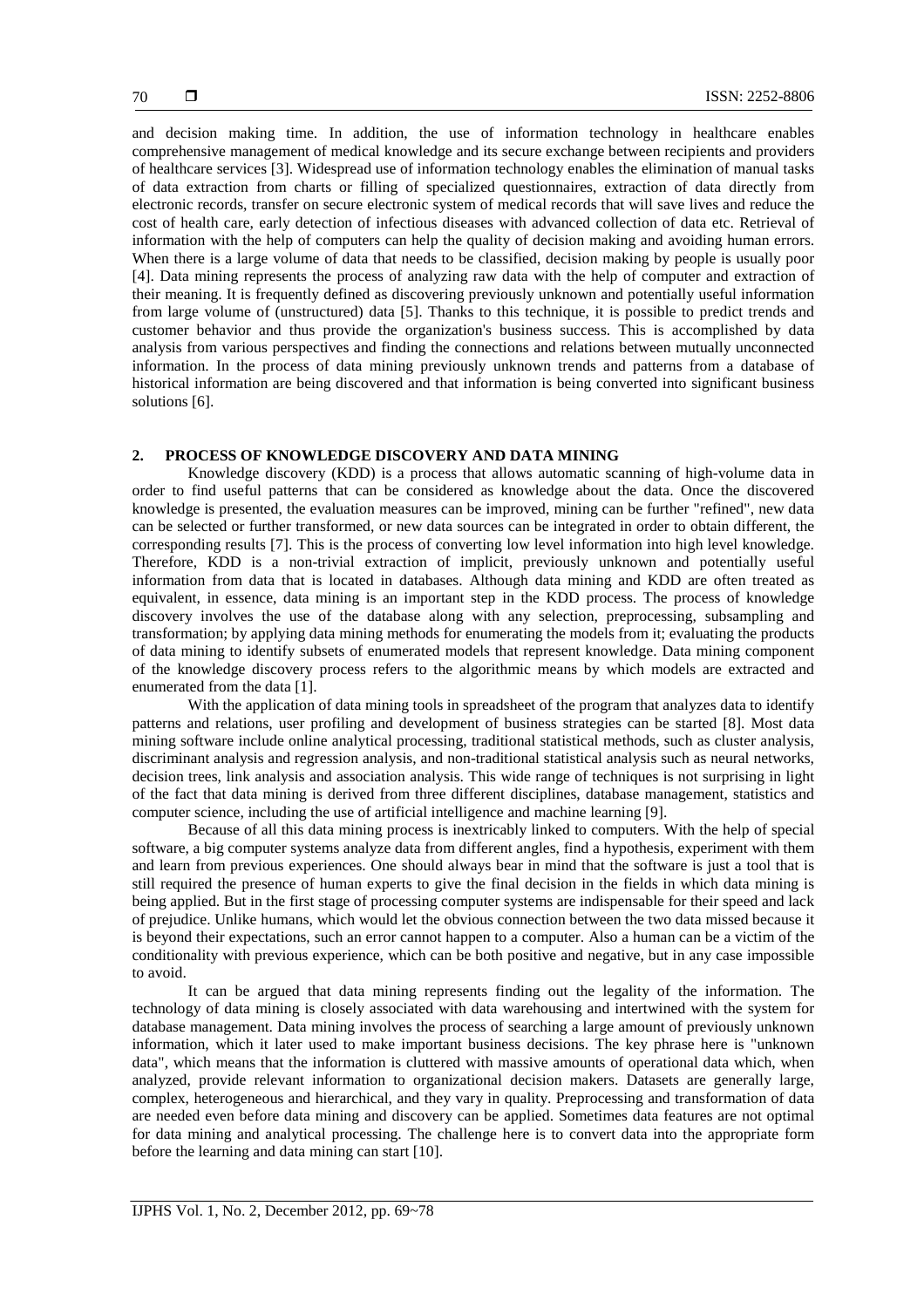and decision making time. In addition, the use of information technology in healthcare enables comprehensive management of medical knowledge and its secure exchange between recipients and providers of healthcare services [3]. Widespread use of information technology enables the elimination of manual tasks of data extraction from charts or filling of specialized questionnaires, extraction of data directly from electronic records, transfer on secure electronic system of medical records that will save lives and reduce the cost of health care, early detection of infectious diseases with advanced collection of data etc. Retrieval of information with the help of computers can help the quality of decision making and avoiding human errors. When there is a large volume of data that needs to be classified, decision making by people is usually poor [4]. Data mining represents the process of analyzing raw data with the help of computer and extraction of their meaning. It is frequently defined as discovering previously unknown and potentially useful information from large volume of (unstructured) data [5]. Thanks to this technique, it is possible to predict trends and customer behavior and thus provide the organization's business success. This is accomplished by data analysis from various perspectives and finding the connections and relations between mutually unconnected information. In the process of data mining previously unknown trends and patterns from a database of historical information are being discovered and that information is being converted into significant business solutions [6].

## 2. PROCESS OF KNOWLEDGE DISCOVERY AND DATA MINING

Knowledge discovery (KDD) is a process that allows automatic scanning of high-volume data in order to find useful patterns that can be considered as knowledge about the data. Once the discovered knowledge is presented, the evaluation measures can be improved, mining can be further "refined", new data can be selected or further transformed, or new data sources can be integrated in order to obtain different, the corresponding results [7]. This is the process of converting low level information into high level knowledge. Therefore, KDD is a non-trivial extraction of implicit, previously unknown and potentially useful information from data that is located in databases. Although data mining and KDD are often treated as equivalent, in essence, data mining is an important step in the KDD process. The process of knowledge discovery involves the use of the database along with any selection, preprocessing, subsampling and transformation; by applying data mining methods for enumerating the models from it; evaluating the products of data mining to identify subsets of enumerated models that represent knowledge. Data mining component of the knowledge discovery process refers to the algorithmic means by which models are extracted and enumerated from the data [1].

With the application of data mining tools in spreadsheet of the program that analyzes data to identify patterns and relations, user profiling and development of business strategies can be started [8]. Most data mining software include online analytical processing, traditional statistical methods, such as cluster analysis, discriminant analysis and regression analysis, and non-traditional statistical analysis such as neural networks, decision trees, link analysis and association analysis. This wide range of techniques is not surprising in light of the fact that data mining is derived from three different disciplines, database management, statistics and computer science, including the use of artificial intelligence and machine learning [9].

Because of all this data mining process is inextricably linked to computers. With the help of special software, a big computer systems analyze data from different angles, find a hypothesis, experiment with them and learn from previous experiences. One should always bear in mind that the software is just a tool that is still required the presence of human experts to give the final decision in the fields in which data mining is being applied. But in the first stage of processing computer systems are indispensable for their speed and lack of prejudice. Unlike humans, which would let the obvious connection between the two data missed because it is beyond their expectations, such an error cannot happen to a computer. Also a human can be a victim of the conditionality with previous experience, which can be both positive and negative, but in any case impossible to avoid.

It can be argued that data mining represents finding out the legality of the information. The technology of data mining is closely associated with data warehousing and intertwined with the system for database management. Data mining involves the process of searching a large amount of previously unknown information, which it later used to make important business decisions. The key phrase here is "unknown data", which means that the information is cluttered with massive amounts of operational data which, when analyzed, provide relevant information to organizational decision makers. Datasets are generally large, complex, heterogeneous and hierarchical, and they vary in quality. Preprocessing and transformation of data are needed even before data mining and discovery can be applied. Sometimes data features are not optimal for data mining and analytical processing. The challenge here is to convert data into the appropriate form before the learning and data mining can start [10].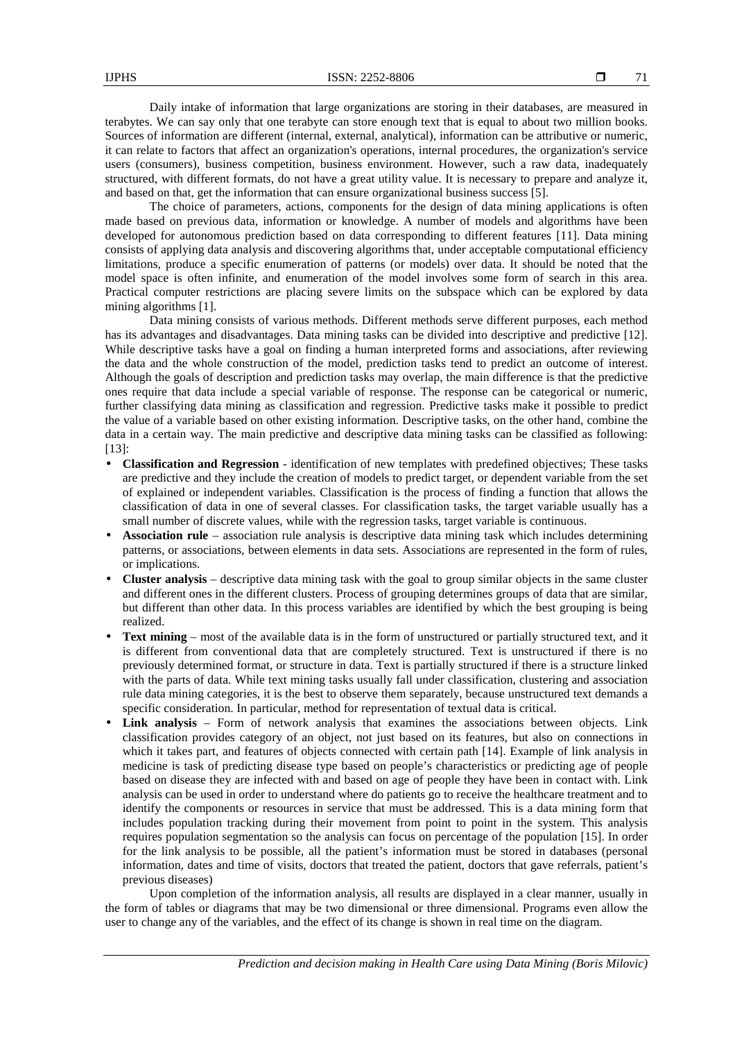Daily intake of information that large organizations are storing in their databases, are measured in terabytes. We can say only that one terabyte can store enough text that is equal to about two million books. Sources of information are different (internal, external, analytical), information can be attributive or numeric, it can relate to factors that affect an organization's operations, internal procedures, the organization's service users (consumers), business competition, business environment. However, such a raw data, inadequately structured, with different formats, do not have a great utility value. It is necessary to prepare and analyze it, and based on that, get the information that can ensure organizational business success [5].

The choice of parameters, actions, components for the design of data mining applications is often made based on previous data, information or knowledge. A number of models and algorithms have been developed for autonomous prediction based on data corresponding to different features [11]. Data mining consists of applying data analysis and discovering algorithms that, under acceptable computational efficiency limitations, produce a specific enumeration of patterns (or models) over data. It should be noted that the model space is often infinite, and enumeration of the model involves some form of search in this area. Practical computer restrictions are placing severe limits on the subspace which can be explored by data mining algorithms [1].

Data mining consists of various methods. Different methods serve different purposes, each method has its advantages and disadvantages. Data mining tasks can be divided into descriptive and predictive [12]. While descriptive tasks have a goal on finding a human interpreted forms and associations, after reviewing the data and the whole construction of the model, prediction tasks tend to predict an outcome of interest. Although the goals of description and prediction tasks may overlap, the main difference is that the predictive ones require that data include a special variable of response. The response can be categorical or numeric, further classifying data mining as classification and regression. Predictive tasks make it possible to predict the value of a variable based on other existing information. Descriptive tasks, on the other hand, combine the data in a certain way. The main predictive and descriptive data mining tasks can be classified as following: [13]:

- **Classification and Regression** - identification of new templates with predefined objectives; These tasks are predictive and they include the creation of models to predict target, or dependent variable from the set of explained or independent variables. Classification is the process of finding a function that allows the classification of data in one of several classes. For classification tasks, the target variable usually has a small number of discrete values, while with the regression tasks, target variable is continuous.
- **Association rule** – association rule analysis is descriptive data mining task which includes determining patterns, or associations, between elements in data sets. Associations are represented in the form of rules, or implications.
- **Cluster analysis** – descriptive data mining task with the goal to group similar objects in the same cluster and different ones in the different clusters. Process of grouping determines groups of data that are similar, but different than other data. In this process variables are identified by which the best grouping is being realized.
- **Text mining** – most of the available data is in the form of unstructured or partially structured text, and it is different from conventional data that are completely structured. Text is unstructured if there is no previously determined format, or structure in data. Text is partially structured if there is a structure linked with the parts of data. While text mining tasks usually fall under classification, clustering and association rule data mining categories, it is the best to observe them separately, because unstructured text demands a specific consideration. In particular, method for representation of textual data is critical.
- **Link analysis** – Form of network analysis that examines the associations between objects. Link classification provides category of an object, not just based on its features, but also on connections in which it takes part, and features of objects connected with certain path [14]. Example of link analysis in medicine is task of predicting disease type based on people's characteristics or predicting age of people based on disease they are infected with and based on age of people they have been in contact with. Link analysis can be used in order to understand where do patients go to receive the healthcare treatment and to identify the components or resources in service that must be addressed. This is a data mining form that includes population tracking during their movement from point to point in the system. This analysis requires population segmentation so the analysis can focus on percentage of the population [15]. In order for the link analysis to be possible, all the patient's information must be stored in databases (personal information, dates and time of visits, doctors that treated the patient, doctors that gave referrals, patient's previous diseases)

Upon completion of the information analysis, all results are displayed in a clear manner, usually in the form of tables or diagrams that may be two dimensional or three dimensional. Programs even allow the user to change any of the variables, and the effect of its change is shown in real time on the diagram.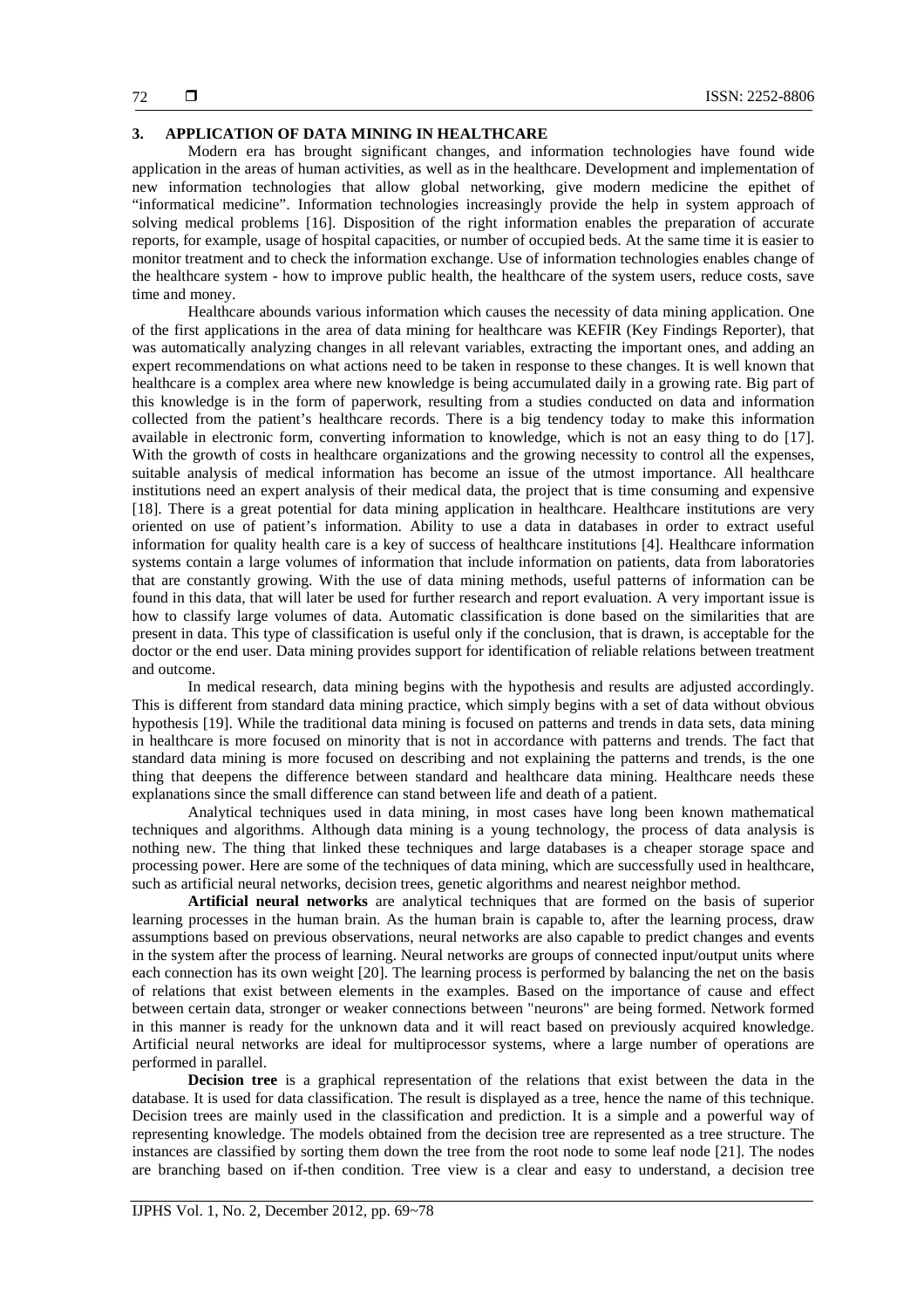## 3. APPLICATION OF DATA MINING IN HEALTHCARE

Modern era has brought significant changes, and information technologies have found wide application in the areas of human activities, as well as in the healthcare. Development and implementation of new information technologies that allow global networking, give modern medicine the epithet of "informatical medicine". Information technologies increasingly provide the help in system approach of solving medical problems [16]. Disposition of the right information enables the preparation of accurate reports, for example, usage of hospital capacities, or number of occupied beds. At the same time it is easier to monitor treatment and to check the information exchange. Use of information technologies enables change of the healthcare system - how to improve public health, the healthcare of the system users, reduce costs, save time and money.

Healthcare abounds various information which causes the necessity of data mining application. One of the first applications in the area of data mining for healthcare was KEFIR (Key Findings Reporter), that was automatically analyzing changes in all relevant variables, extracting the important ones, and adding an expert recommendations on what actions need to be taken in response to these changes. It is well known that healthcare is a complex area where new knowledge is being accumulated daily in a growing rate. Big part of this knowledge is in the form of paperwork, resulting from a studies conducted on data and information collected from the patient's healthcare records. There is a big tendency today to make this information available in electronic form, converting information to knowledge, which is not an easy thing to do [17]. With the growth of costs in healthcare organizations and the growing necessity to control all the expenses, suitable analysis of medical information has become an issue of the utmost importance. All healthcare institutions need an expert analysis of their medical data, the project that is time consuming and expensive [18]. There is a great potential for data mining application in healthcare. Healthcare institutions are very oriented on use of patient's information. Ability to use a data in databases in order to extract useful information for quality health care is a key of success of healthcare institutions [4]. Healthcare information systems contain a large volumes of information that include information on patients, data from laboratories that are constantly growing. With the use of data mining methods, useful patterns of information can be found in this data, that will later be used for further research and report evaluation. A very important issue is how to classify large volumes of data. Automatic classification is done based on the similarities that are present in data. This type of classification is useful only if the conclusion, that is drawn, is acceptable for the doctor or the end user. Data mining provides support for identification of reliable relations between treatment and outcome.

In medical research, data mining begins with the hypothesis and results are adjusted accordingly. This is different from standard data mining practice, which simply begins with a set of data without obvious hypothesis [19]. While the traditional data mining is focused on patterns and trends in data sets, data mining in healthcare is more focused on minority that is not in accordance with patterns and trends. The fact that standard data mining is more focused on describing and not explaining the patterns and trends, is the one thing that deepens the difference between standard and healthcare data mining. Healthcare needs these explanations since the small difference can stand between life and death of a patient.

Analytical techniques used in data mining, in most cases have long been known mathematical techniques and algorithms. Although data mining is a young technology, the process of data analysis is nothing new. The thing that linked these techniques and large databases is a cheaper storage space and processing power. Here are some of the techniques of data mining, which are successfully used in healthcare, such as artificial neural networks, decision trees, genetic algorithms and nearest neighbor method.

**Artificial neural networks** are analytical techniques that are formed on the basis of superior learning processes in the human brain. As the human brain is capable to, after the learning process, draw assumptions based on previous observations, neural networks are also capable to predict changes and events in the system after the process of learning. Neural networks are groups of connected input/output units where each connection has its own weight [20]. The learning process is performed by balancing the net on the basis of relations that exist between elements in the examples. Based on the importance of cause and effect between certain data, stronger or weaker connections between "neurons" are being formed. Network formed in this manner is ready for the unknown data and it will react based on previously acquired knowledge. Artificial neural networks are ideal for multiprocessor systems, where a large number of operations are performed in parallel.

**Decision tree** is a graphical representation of the relations that exist between the data in the database. It is used for data classification. The result is displayed as a tree, hence the name of this technique. Decision trees are mainly used in the classification and prediction. It is a simple and a powerful way of representing knowledge. The models obtained from the decision tree are represented as a tree structure. The instances are classified by sorting them down the tree from the root node to some leaf node [21]. The nodes are branching based on if-then condition. Tree view is a clear and easy to understand, a decision tree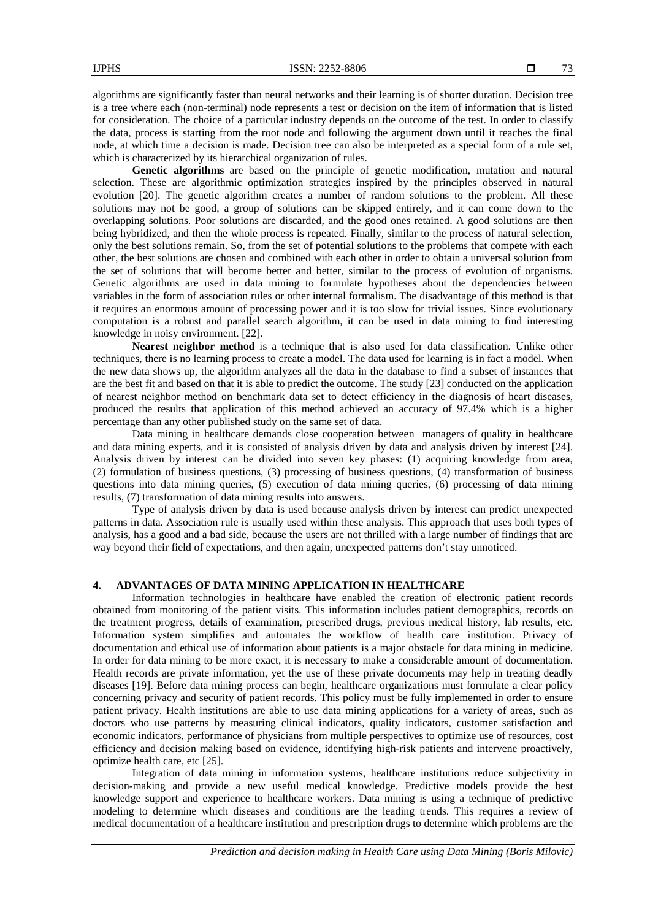algorithms are significantly faster than neural networks and their learning is of shorter duration. Decision tree is a tree where each (non-terminal) node represents a test or decision on the item of information that is listed for consideration. The choice of a particular industry depends on the outcome of the test. In order to classify the data, process is starting from the root node and following the argument down until it reaches the final node, at which time a decision is made. Decision tree can also be interpreted as a special form of a rule set, which is characterized by its hierarchical organization of rules.

**Genetic algorithms** are based on the principle of genetic modification, mutation and natural selection. These are algorithmic optimization strategies inspired by the principles observed in natural evolution [20]. The genetic algorithm creates a number of random solutions to the problem. All these solutions may not be good, a group of solutions can be skipped entirely, and it can come down to the overlapping solutions. Poor solutions are discarded, and the good ones retained. A good solutions are then being hybridized, and then the whole process is repeated. Finally, similar to the process of natural selection, only the best solutions remain. So, from the set of potential solutions to the problems that compete with each other, the best solutions are chosen and combined with each other in order to obtain a universal solution from the set of solutions that will become better and better, similar to the process of evolution of organisms. Genetic algorithms are used in data mining to formulate hypotheses about the dependencies between variables in the form of association rules or other internal formalism. The disadvantage of this method is that it requires an enormous amount of processing power and it is too slow for trivial issues. Since evolutionary computation is a robust and parallel search algorithm, it can be used in data mining to find interesting knowledge in noisy environment. [22].

**Nearest neighbor method** is a technique that is also used for data classification. Unlike other techniques, there is no learning process to create a model. The data used for learning is in fact a model. When the new data shows up, the algorithm analyzes all the data in the database to find a subset of instances that are the best fit and based on that it is able to predict the outcome. The study [23] conducted on the application of nearest neighbor method on benchmark data set to detect efficiency in the diagnosis of heart diseases, produced the results that application of this method achieved an accuracy of 97.4% which is a higher percentage than any other published study on the same set of data.

Data mining in healthcare demands close cooperation between managers of quality in healthcare and data mining experts, and it is consisted of analysis driven by data and analysis driven by interest [24]. Analysis driven by interest can be divided into seven key phases: (1) acquiring knowledge from area, (2) formulation of business questions, (3) processing of business questions, (4) transformation of business questions into data mining queries, (5) execution of data mining queries, (6) processing of data mining results, (7) transformation of data mining results into answers.

Type of analysis driven by data is used because analysis driven by interest can predict unexpected patterns in data. Association rule is usually used within these analysis. This approach that uses both types of analysis, has a good and a bad side, because the users are not thrilled with a large number of findings that are way beyond their field of expectations, and then again, unexpected patterns don't stay unnoticed.

## 4. ADVANTAGES OF DATA MINING APPLICATION IN HEALTHCARE

Information technologies in healthcare have enabled the creation of electronic patient records obtained from monitoring of the patient visits. This information includes patient demographics, records on the treatment progress, details of examination, prescribed drugs, previous medical history, lab results, etc. Information system simplifies and automates the workflow of health care institution. Privacy of documentation and ethical use of information about patients is a major obstacle for data mining in medicine. In order for data mining to be more exact, it is necessary to make a considerable amount of documentation. Health records are private information, yet the use of these private documents may help in treating deadly diseases [19]. Before data mining process can begin, healthcare organizations must formulate a clear policy concerning privacy and security of patient records. This policy must be fully implemented in order to ensure patient privacy. Health institutions are able to use data mining applications for a variety of areas, such as doctors who use patterns by measuring clinical indicators, quality indicators, customer satisfaction and economic indicators, performance of physicians from multiple perspectives to optimize use of resources, cost efficiency and decision making based on evidence, identifying high-risk patients and intervene proactively, optimize health care, etc [25].

Integration of data mining in information systems, healthcare institutions reduce subjectivity in decision-making and provide a new useful medical knowledge. Predictive models provide the best knowledge support and experience to healthcare workers. Data mining is using a technique of predictive modeling to determine which diseases and conditions are the leading trends. This requires a review of medical documentation of a healthcare institution and prescription drugs to determine which problems are the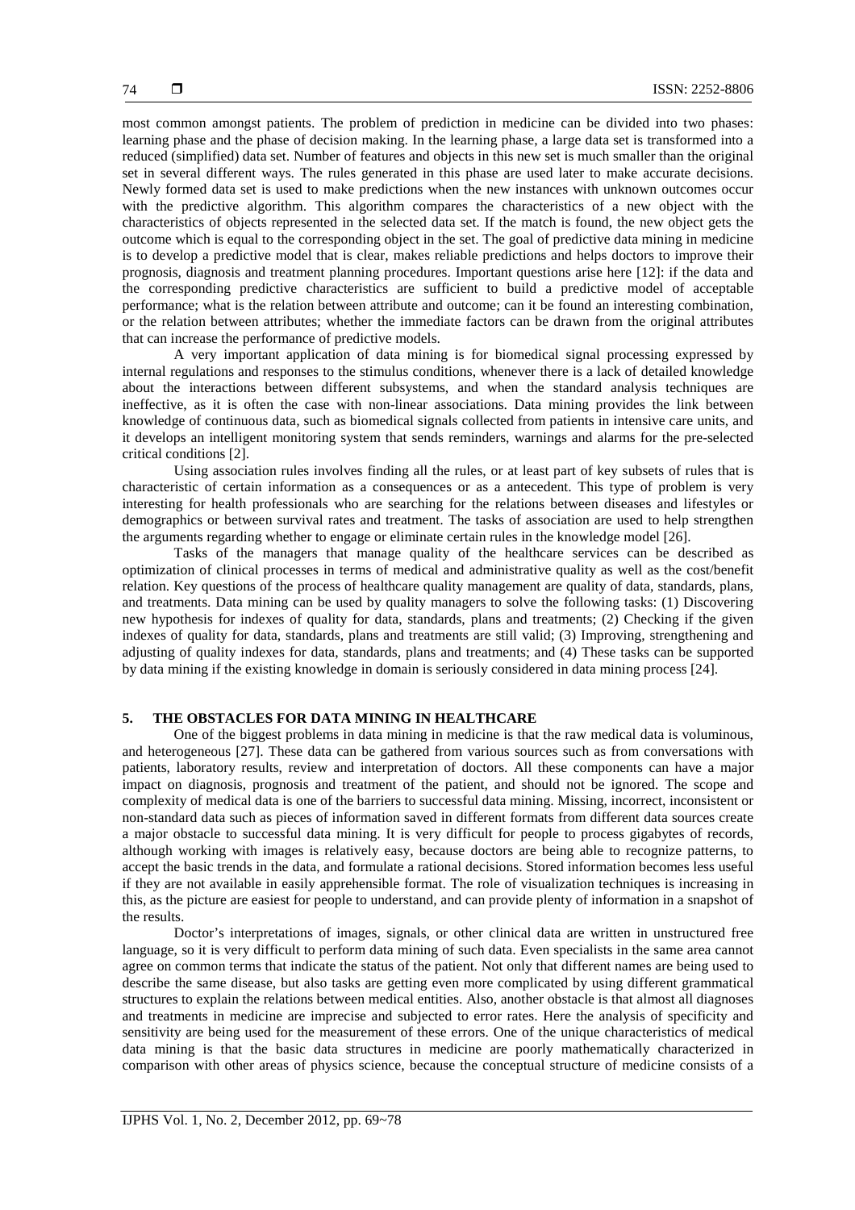most common amongst patients. The problem of prediction in medicine can be divided into two phases: learning phase and the phase of decision making. In the learning phase, a large data set is transformed into a reduced (simplified) data set. Number of features and objects in this new set is much smaller than the original set in several different ways. The rules generated in this phase are used later to make accurate decisions. Newly formed data set is used to make predictions when the new instances with unknown outcomes occur with the predictive algorithm. This algorithm compares the characteristics of a new object with the characteristics of objects represented in the selected data set. If the match is found, the new object gets the outcome which is equal to the corresponding object in the set. The goal of predictive data mining in medicine is to develop a predictive model that is clear, makes reliable predictions and helps doctors to improve their prognosis, diagnosis and treatment planning procedures. Important questions arise here [12]: if the data and the corresponding predictive characteristics are sufficient to build a predictive model of acceptable performance; what is the relation between attribute and outcome; can it be found an interesting combination, or the relation between attributes; whether the immediate factors can be drawn from the original attributes that can increase the performance of predictive models.

A very important application of data mining is for biomedical signal processing expressed by internal regulations and responses to the stimulus conditions, whenever there is a lack of detailed knowledge about the interactions between different subsystems, and when the standard analysis techniques are ineffective, as it is often the case with non-linear associations. Data mining provides the link between knowledge of continuous data, such as biomedical signals collected from patients in intensive care units, and it develops an intelligent monitoring system that sends reminders, warnings and alarms for the pre-selected critical conditions [2].

Using association rules involves finding all the rules, or at least part of key subsets of rules that is characteristic of certain information as a consequences or as a antecedent. This type of problem is very interesting for health professionals who are searching for the relations between diseases and lifestyles or demographics or between survival rates and treatment. The tasks of association are used to help strengthen the arguments regarding whether to engage or eliminate certain rules in the knowledge model [26].

Tasks of the managers that manage quality of the healthcare services can be described as optimization of clinical processes in terms of medical and administrative quality as well as the cost/benefit relation. Key questions of the process of healthcare quality management are quality of data, standards, plans, and treatments. Data mining can be used by quality managers to solve the following tasks: (1) Discovering new hypothesis for indexes of quality for data, standards, plans and treatments; (2) Checking if the given indexes of quality for data, standards, plans and treatments are still valid; (3) Improving, strengthening and adjusting of quality indexes for data, standards, plans and treatments; and (4) These tasks can be supported by data mining if the existing knowledge in domain is seriously considered in data mining process [24].

## 5. THE OBSTACLES FOR DATA MINING IN HEALTHCARE

One of the biggest problems in data mining in medicine is that the raw medical data is voluminous, and heterogeneous [27]. These data can be gathered from various sources such as from conversations with patients, laboratory results, review and interpretation of doctors. All these components can have a major impact on diagnosis, prognosis and treatment of the patient, and should not be ignored. The scope and complexity of medical data is one of the barriers to successful data mining. Missing, incorrect, inconsistent or non-standard data such as pieces of information saved in different formats from different data sources create a major obstacle to successful data mining. It is very difficult for people to process gigabytes of records, although working with images is relatively easy, because doctors are being able to recognize patterns, to accept the basic trends in the data, and formulate a rational decisions. Stored information becomes less useful if they are not available in easily apprehensible format. The role of visualization techniques is increasing in this, as the picture are easiest for people to understand, and can provide plenty of information in a snapshot of the results.

Doctor's interpretations of images, signals, or other clinical data are written in unstructured free language, so it is very difficult to perform data mining of such data. Even specialists in the same area cannot agree on common terms that indicate the status of the patient. Not only that different names are being used to describe the same disease, but also tasks are getting even more complicated by using different grammatical structures to explain the relations between medical entities. Also, another obstacle is that almost all diagnoses and treatments in medicine are imprecise and subjected to error rates. Here the analysis of specificity and sensitivity are being used for the measurement of these errors. One of the unique characteristics of medical data mining is that the basic data structures in medicine are poorly mathematically characterized in comparison with other areas of physics science, because the conceptual structure of medicine consists of a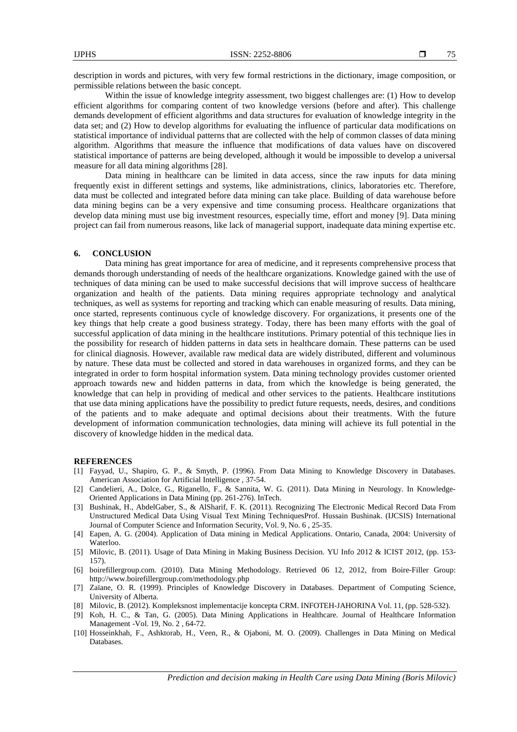description in words and pictures, with very few formal restrictions in the dictionary, image composition, or permissible relations between the basic concept.

Within the issue of knowledge integrity assessment, two biggest challenges are: (1) How to develop efficient algorithms for comparing content of two knowledge versions (before and after). This challenge demands development of efficient algorithms and data structures for evaluation of knowledge integrity in the data set; and (2) How to develop algorithms for evaluating the influence of particular data modifications on statistical importance of individual patterns that are collected with the help of common classes of data mining algorithm. Algorithms that measure the influence that modifications of data values have on discovered statistical importance of patterns are being developed, although it would be impossible to develop a universal measure for all data mining algorithms [28].

Data mining in healthcare can be limited in data access, since the raw inputs for data mining frequently exist in different settings and systems, like administrations, clinics, laboratories etc. Therefore, data must be collected and integrated before data mining can take place. Building of data warehouse before data mining begins can be a very expensive and time consuming process. Healthcare organizations that develop data mining must use big investment resources, especially time, effort and money [9]. Data mining project can fail from numerous reasons, like lack of managerial support, inadequate data mining expertise etc.

## 6. CONCLUSION

Data mining has great importance for area of medicine, and it represents comprehensive process that demands thorough understanding of needs of the healthcare organizations. Knowledge gained with the use of techniques of data mining can be used to make successful decisions that will improve success of healthcare organization and health of the patients. Data mining requires appropriate technology and analytical techniques, as well as systems for reporting and tracking which can enable measuring of results. Data mining, once started, represents continuous cycle of knowledge discovery. For organizations, it presents one of the key things that help create a good business strategy. Today, there has been many efforts with the goal of successful application of data mining in the healthcare institutions. Primary potential of this technique lies in the possibility for research of hidden patterns in data sets in healthcare domain. These patterns can be used for clinical diagnosis. However, available raw medical data are widely distributed, different and voluminous by nature. These data must be collected and stored in data warehouses in organized forms, and they can be integrated in order to form hospital information system. Data mining technology provides customer oriented approach towards new and hidden patterns in data, from which the knowledge is being generated, the knowledge that can help in providing of medical and other services to the patients. Healthcare institutions that use data mining applications have the possibility to predict future requests, needs, desires, and conditions of the patients and to make adequate and optimal decisions about their treatments. With the future development of information communication technologies, data mining will achieve its full potential in the discovery of knowledge hidden in the medical data.

## REFERENCES

[1] Fayyad, U., Shapiro, G. P., & Smyth, P. (1996). From Data Mining to Knowledge Discovery in Databases. American Association for Artificial Intelligence , 37-54.

[2] Candelieri, A., Dolce, G., Riganello, F., & Sannita, W. G. (2011). Data Mining in Neurology. In Knowledge-Oriented Applications in Data Mining (pp. 261-276). InTech.

[3] Bushinak, H., AbdelGaber, S., & AlSharif, F. K. (2011). Recognizing The Electronic Medical Record Data From Unstructured Medical Data Using Visual Text Mining TechniquesProf. Hussain Bushinak. (IJCSIS) International Journal of Computer Science and Information Security, Vol. 9, No. 6 , 25-35.

[4] Eapen, A. G. (2004). Application of Data mining in Medical Applications. Ontario, Canada, 2004: University of Waterloo.

[5] Milovic, B. (2011). Usage of Data Mining in Making Business Decision. YU Info 2012 & ICIST 2012, (pp. 153-157).

[6] boirefillergroup.com. (2010). Data Mining Methodology. Retrieved 06 12, 2012, from Boire-Filler Group: http://www.boirefillergroup.com/methodology.php

[7] Zaïane, O. R. (1999). Principles of Knowledge Discovery in Databases. Department of Computing Science, University of Alberta.

[8] Milovic, B. (2012). Kompleksnost implementacije koncepta CRM. INFOTEH-JAHORINA Vol. 11, (pp. 528-532).

[9] Koh, H. C., & Tan, G. (2005). Data Mining Applications in Healthcare. Journal of Healthcare Information Management -Vol. 19, No. 2 , 64-72.

[10] Hosseinkhah, F., Ashktorab, H., Veen, R., & Ojaboni, M. O. (2009). Challenges in Data Mining on Medical Databases.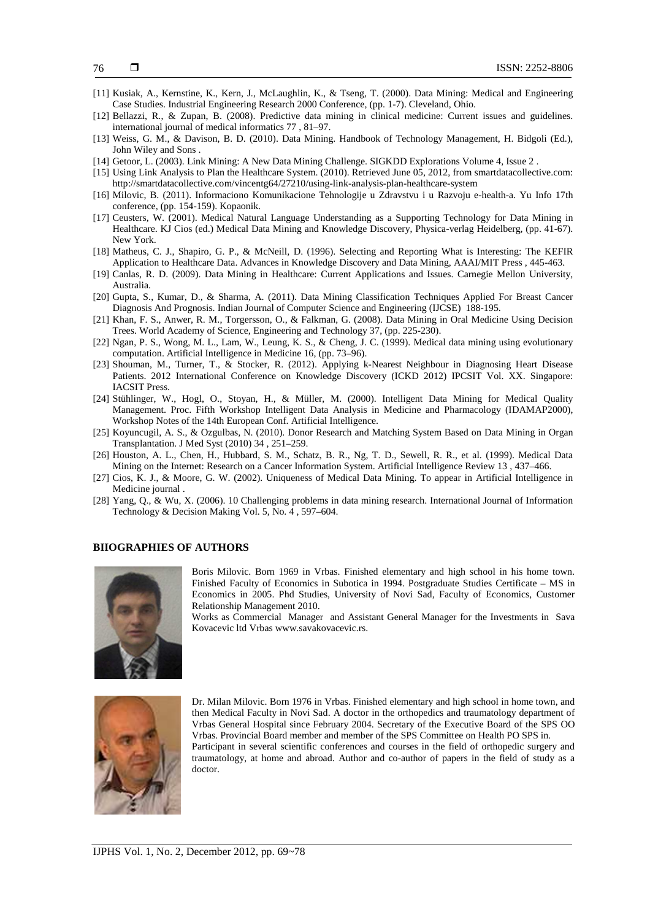[11] Kusiak, A., Kernstine, K., Kern, J., McLaughlin, K., & Tseng, T. (2000). Data Mining: Medical and Engineering Case Studies. Industrial Engineering Research 2000 Conference, (pp. 1-7). Cleveland, Ohio.

[12] Bellazzi, R., & Zupan, B. (2008). Predictive data mining in clinical medicine: Current issues and guidelines. international journal of medical informatics 77 , 81–97.

[13] Weiss, G. M., & Davison, B. D. (2010). Data Mining. Handbook of Technology Management, H. Bidgoli (Ed.), John Wiley and Sons .

[14] Getoor, L. (2003). Link Mining: A New Data Mining Challenge. SIGKDD Explorations Volume 4, Issue 2 .

[15] Using Link Analysis to Plan the Healthcare System. (2010). Retrieved June 05, 2012, from smartdatacollective.com: http://smartdatacollective.com/vincentg64/27210/using-link-analysis-plan-healthcare-system

[16] Milovic, B. (2011). Informaciono Komunikacione Tehnologije u Zdravstvu i u Razvoju e-health-a. Yu Info 17th conference, (pp. 154-159). Kopaonik.

[17] Ceusters, W. (2001). Medical Natural Language Understanding as a Supporting Technology for Data Mining in Healthcare. KJ Cios (ed.) Medical Data Mining and Knowledge Discovery, Physica-verlag Heidelberg, (pp. 41-67). New York.

[18] Matheus, C. J., Shapiro, G. P., & McNeill, D. (1996). Selecting and Reporting What is Interesting: The KEFIR Application to Healthcare Data. Advances in Knowledge Discovery and Data Mining, AAAI/MIT Press , 445-463.

[19] Canlas, R. D. (2009). Data Mining in Healthcare: Current Applications and Issues. Carnegie Mellon University, Australia.

[20] Gupta, S., Kumar, D., & Sharma, A. (2011). Data Mining Classification Techniques Applied For Breast Cancer Diagnosis And Prognosis. Indian Journal of Computer Science and Engineering (IJCSE) 188-195.

[21] Khan, F. S., Anwer, R. M., Torgersson, O., & Falkman, G. (2008). Data Mining in Oral Medicine Using Decision Trees. World Academy of Science, Engineering and Technology 37, (pp. 225-230).

[22] Ngan, P. S., Wong, M. L., Lam, W., Leung, K. S., & Cheng, J. C. (1999). Medical data mining using evolutionary computation. Artificial Intelligence in Medicine 16, (pp. 73–96).

[23] Shouman, M., Turner, T., & Stocker, R. (2012). Applying k-Nearest Neighbour in Diagnosing Heart Disease Patients. 2012 International Conference on Knowledge Discovery (ICKD 2012) IPCSIT Vol. XX. Singapore: IACSIT Press.

[24] Stühlinger, W., Hogl, O., Stoyan, H., & Müller, M. (2000). Intelligent Data Mining for Medical Quality Management. Proc. Fifth Workshop Intelligent Data Analysis in Medicine and Pharmacology (IDAMAP2000), Workshop Notes of the 14th European Conf. Artificial Intelligence.

[25] Koyuncugil, A. S., & Ozgulbas, N. (2010). Donor Research and Matching System Based on Data Mining in Organ Transplantation. J Med Syst (2010) 34 , 251–259.

[26] Houston, A. L., Chen, H., Hubbard, S. M., Schatz, B. R., Ng, T. D., Sewell, R. R., et al. (1999). Medical Data Mining on the Internet: Research on a Cancer Information System. Artificial Intelligence Review 13 , 437–466.

[27] Cios, K. J., & Moore, G. W. (2002). Uniqueness of Medical Data Mining. To appear in Artificial Intelligence in Medicine journal .

[28] Yang, Q., & Wu, X. (2006). 10 Challenging problems in data mining research. International Journal of Information Technology & Decision Making Vol. 5, No. 4 , 597–604.

## BIIOGRAPHIES OF AUTHORS

Boris Milovic. Born 1969 in Vrbas. Finished elementary and high school in his home town. Finished Faculty of Economics in Subotica in 1994. Postgraduate Studies Certificate – MS in Economics in 2005. Phd Studies, University of Novi Sad, Faculty of Economics, Customer Relationship Management 2010.

Works as Commercial Manager and Assistant General Manager for the Investments in Sava Kovacevic ltd Vrbas www.savakovacevic.rs.

Dr. Milan Milovic. Born 1976 in Vrbas. Finished elementary and high school in home town, and then Medical Faculty in Novi Sad. A doctor in the orthopedics and traumatology department of Vrbas General Hospital since February 2004. Secretary of the Executive Board of the SPS OO Vrbas. Provincial Board member and member of the SPS Committee on Health PO SPS in.

Participant in several scientific conferences and courses in the field of orthopedic surgery and traumatology, at home and abroad. Author and co-author of papers in the field of study as a doctor.